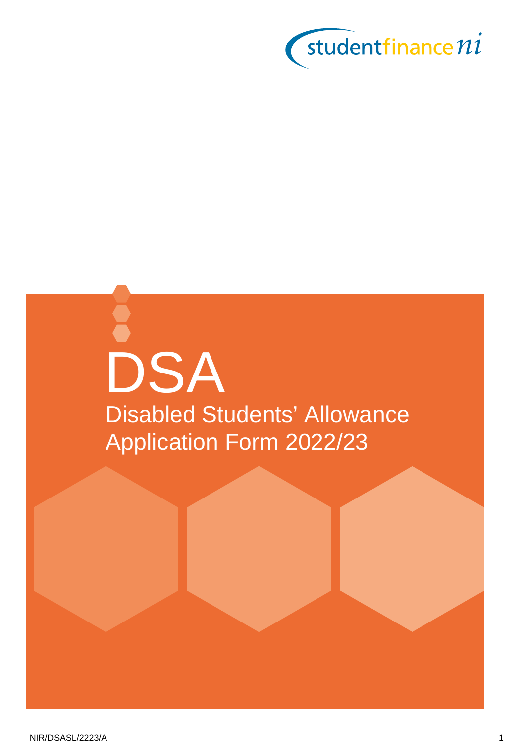studentfinance ni

# DSA

## Disabled Students' Allowance Application Form 2022/23

NIR/DSASL/2223/A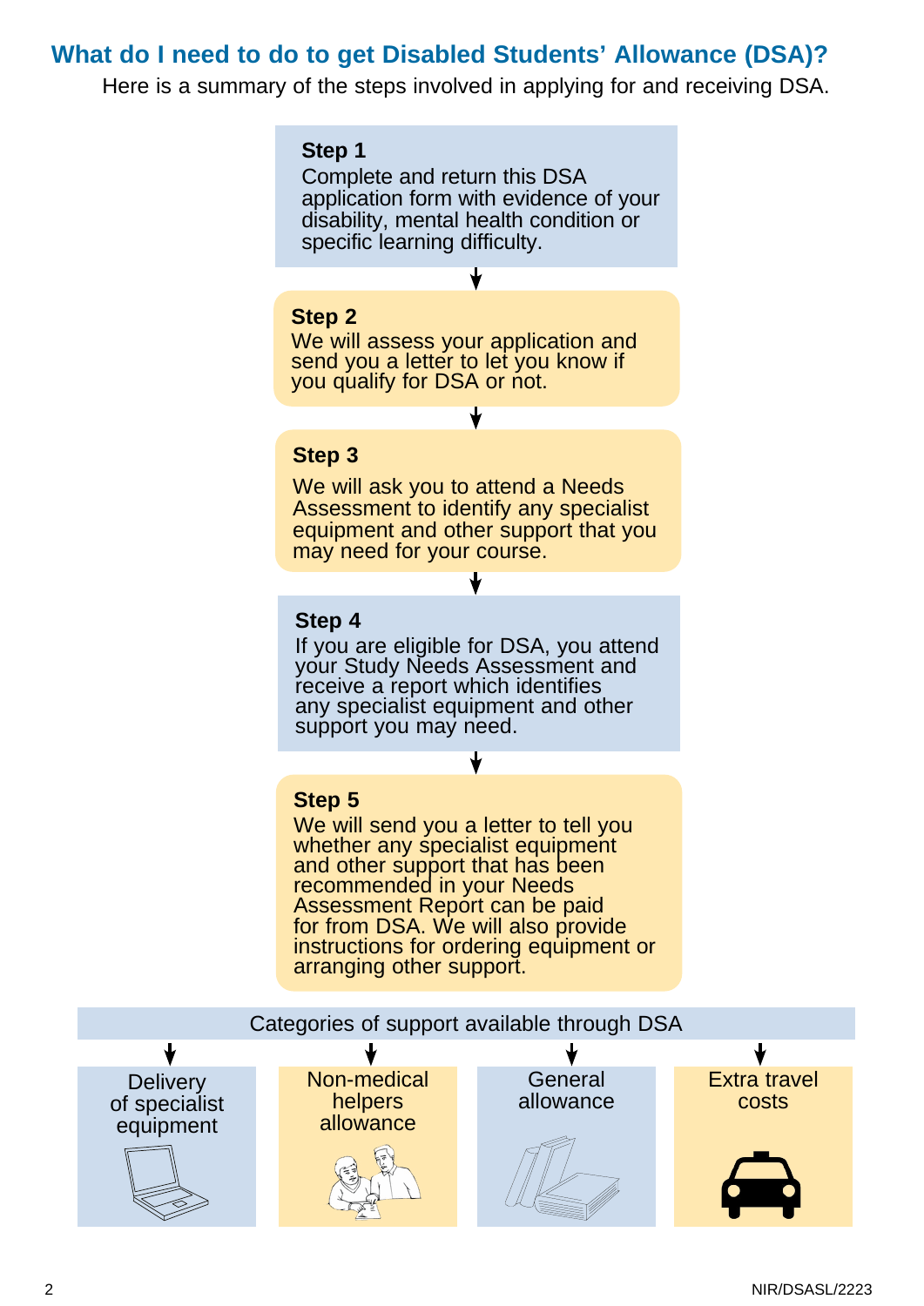## What do I need to do to get Disabled Students' Allowance (DSA)?

Here is a summary of the steps involved in applying for and receiving DSA.

**Step 1**
Complete and return this DSA application form with evidence of your disability, mental health condition or specific learning difficulty.

**Step 2**
We will assess your application and send you a letter to let you know if you qualify for DSA or not.

**Step 3**
We will ask you to attend a Needs Assessment to identify any specialist equipment and other support that you may need for your course.

**Step 4**
If you are eligible for DSA, you attend your Study Needs Assessment and receive a report which identifies any specialist equipment and other support you may need.

**Step 5**
We will send you a letter to tell you whether any specialist equipment and other support that has been recommended in your Needs Assessment Report can be paid for from DSA. We will also provide instructions for ordering equipment or arranging other support.

**Categories of support available through DSA**

- Delivery of specialist equipment
- Non-medical helpers allowance
- General allowance
- Extra travel costs

NIR/DSASL/2223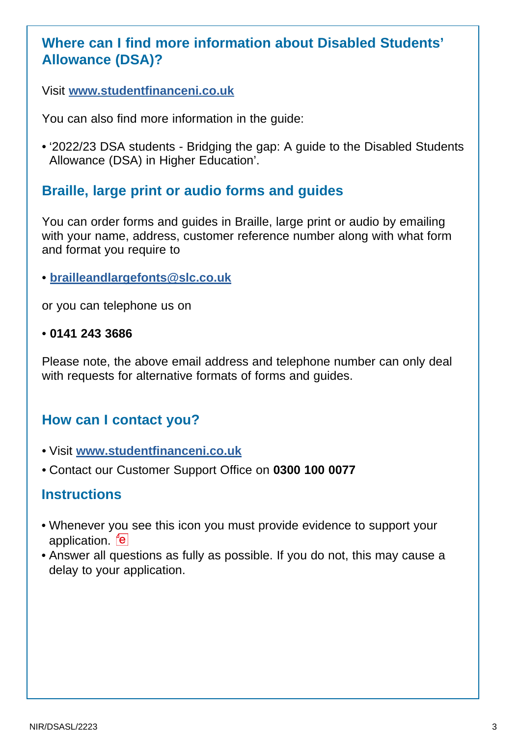## Where can I find more information about Disabled Students' Allowance (DSA)?

Visit **www.studentfinanceni.co.uk**

You can also find more information in the guide:

- '2022/23 DSA students - Bridging the gap: A guide to the Disabled Students Allowance (DSA) in Higher Education'.

## Braille, large print or audio forms and guides

You can order forms and guides in Braille, large print or audio by emailing with your name, address, customer reference number along with what form and format you require to

- **brailleandlargefonts@slc.co.uk**

or you can telephone us on

- **0141 243 3686**

Please note, the above email address and telephone number can only deal with requests for alternative formats of forms and guides.

## How can I contact you?

- Visit **www.studentfinanceni.co.uk**
- Contact our Customer Support Office on **0300 100 0077**

## Instructions

- Whenever you see this icon you must provide evidence to support your application. e
- Answer all questions as fully as possible. If you do not, this may cause a delay to your application.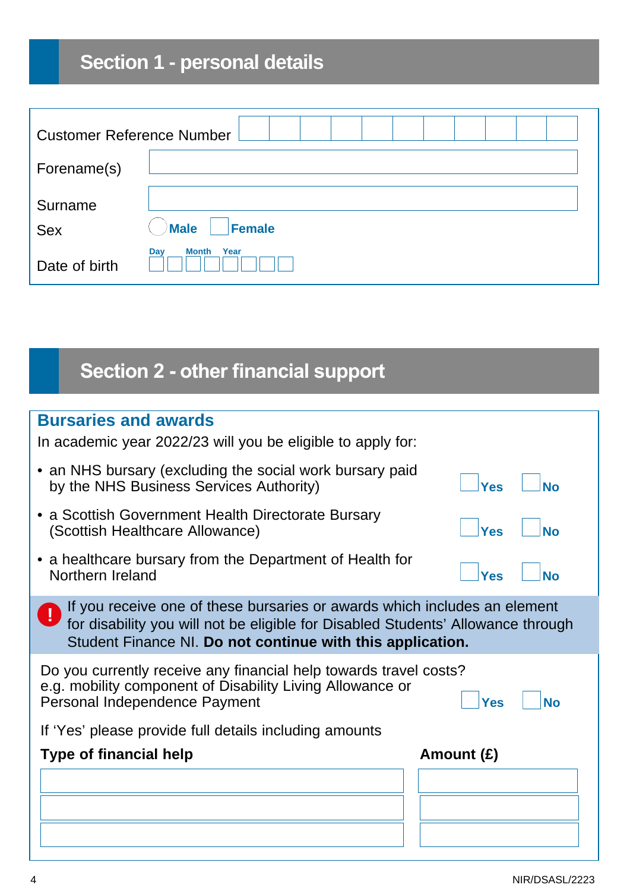## Section 1 - personal details

| | |
|---|---|
| Customer Reference Number | |
| Forename(s) | |
| Surname | |
| Sex | ☐ Male ☐ Female |
| Date of birth | Day / Month / Year |

## Section 2 - other financial support

### Bursaries and awards

In academic year 2022/23 will you be eligible to apply for:

- an NHS bursary (excluding the social work bursary paid by the NHS Business Services Authority) ☐ Yes ☐ No
- a Scottish Government Health Directorate Bursary (Scottish Healthcare Allowance) ☐ Yes ☐ No
- a healthcare bursary from the Department of Health for Northern Ireland ☐ Yes ☐ No

**!** If you receive one of these bursaries or awards which includes an element for disability you will not be eligible for Disabled Students' Allowance through Student Finance NI. **Do not continue with this application.**

Do you currently receive any financial help towards travel costs? e.g. mobility component of Disability Living Allowance or Personal Independence Payment ☐ Yes ☐ No

If 'Yes' please provide full details including amounts

| Type of financial help | Amount (£) |
|---|---|
| | |
| | |
| | |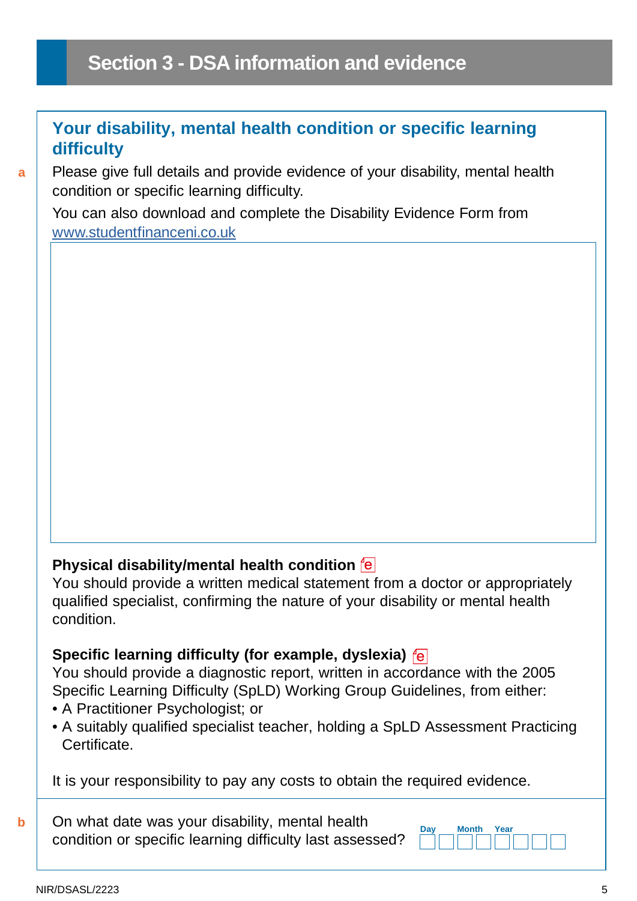## Section 3 - DSA information and evidence

### Your disability, mental health condition or specific learning difficulty

**a** Please give full details and provide evidence of your disability, mental health condition or specific learning difficulty.

You can also download and complete the Disability Evidence Form from www.studentfinanceni.co.uk

**Physical disability/mental health condition**
You should provide a written medical statement from a doctor or appropriately qualified specialist, confirming the nature of your disability or mental health condition.

**Specific learning difficulty (for example, dyslexia)**
You should provide a diagnostic report, written in accordance with the 2005 Specific Learning Difficulty (SpLD) Working Group Guidelines, from either:

- A Practitioner Psychologist; or
- A suitably qualified specialist teacher, holding a SpLD Assessment Practicing Certificate.

It is your responsibility to pay any costs to obtain the required evidence.

**b** On what date was your disability, mental health condition or specific learning difficulty last assessed?

Day | Month | Year

NIR/DSASL/2223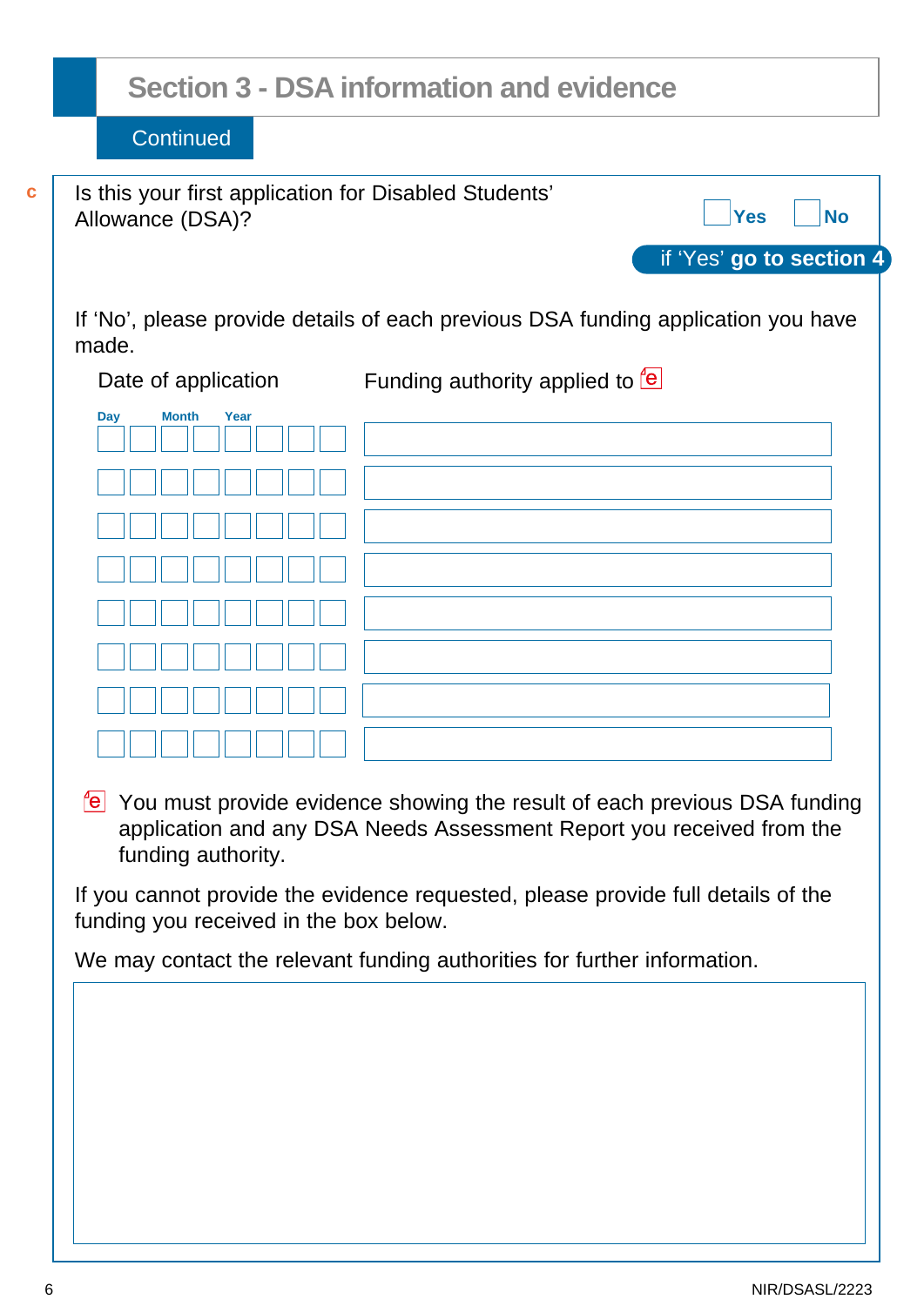## Section 3 - DSA information and evidence

Continued

**c** Is this your first application for Disabled Students' Allowance (DSA)? ☐ **Yes** ☐ **No**

if 'Yes' **go to section 4**

If 'No', please provide details of each previous DSA funding application you have made.

| Date of application (Day / Month / Year) | Funding authority applied to (e) |
|---|---|
| | |
| | |
| | |
| | |
| | |
| | |
| | |
| | |

(e) You must provide evidence showing the result of each previous DSA funding application and any DSA Needs Assessment Report you received from the funding authority.

If you cannot provide the evidence requested, please provide full details of the funding you received in the box below.

We may contact the relevant funding authorities for further information.

NIR/DSASL/2223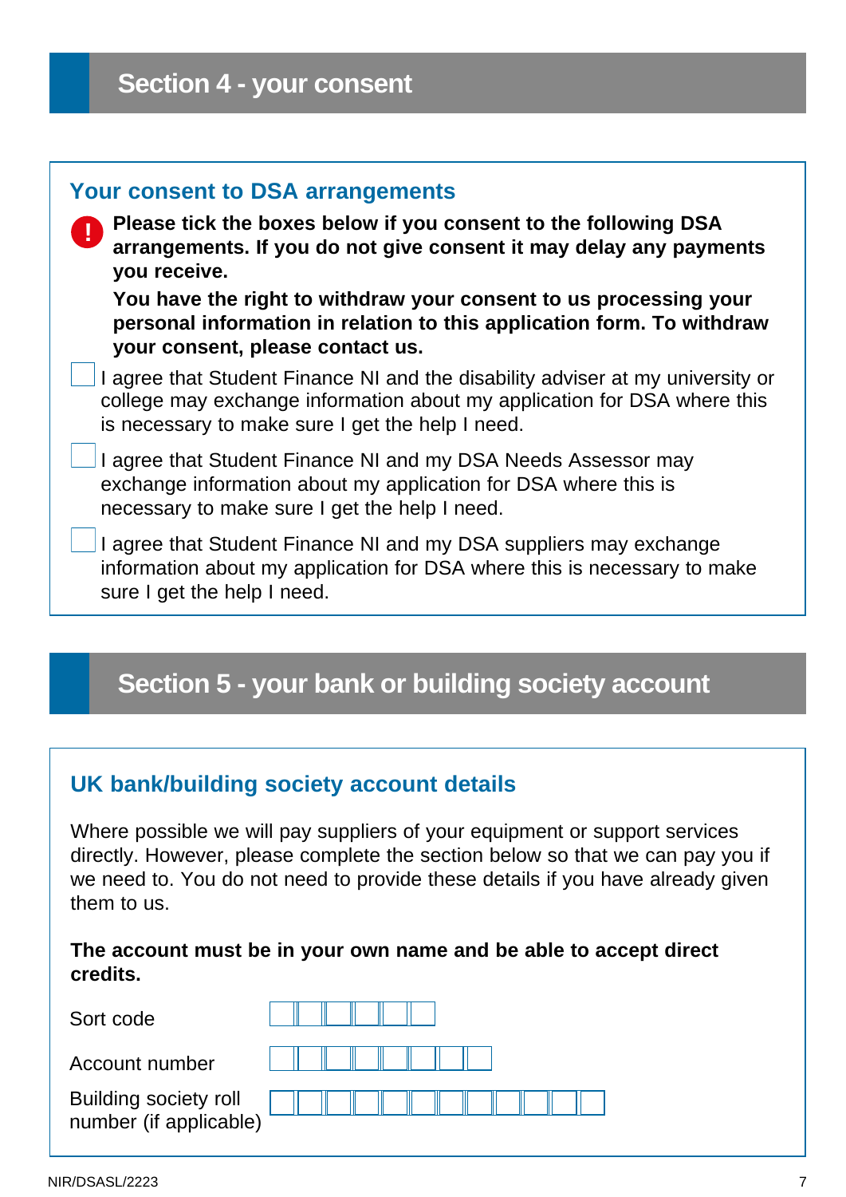# Section 4 - your consent

## Your consent to DSA arrangements

**Please tick the boxes below if you consent to the following DSA arrangements. If you do not give consent it may delay any payments you receive.**

**You have the right to withdraw your consent to us processing your personal information in relation to this application form. To withdraw your consent, please contact us.**

- [ ] I agree that Student Finance NI and the disability adviser at my university or college may exchange information about my application for DSA where this is necessary to make sure I get the help I need.
- [ ] I agree that Student Finance NI and my DSA Needs Assessor may exchange information about my application for DSA where this is necessary to make sure I get the help I need.
- [ ] I agree that Student Finance NI and my DSA suppliers may exchange information about my application for DSA where this is necessary to make sure I get the help I need.

# Section 5 - your bank or building society account

## UK bank/building society account details

Where possible we will pay suppliers of your equipment or support services directly. However, please complete the section below so that we can pay you if we need to. You do not need to provide these details if you have already given them to us.

**The account must be in your own name and be able to accept direct credits.**

Sort code

Account number

Building society roll number (if applicable)

NIR/DSASL/2223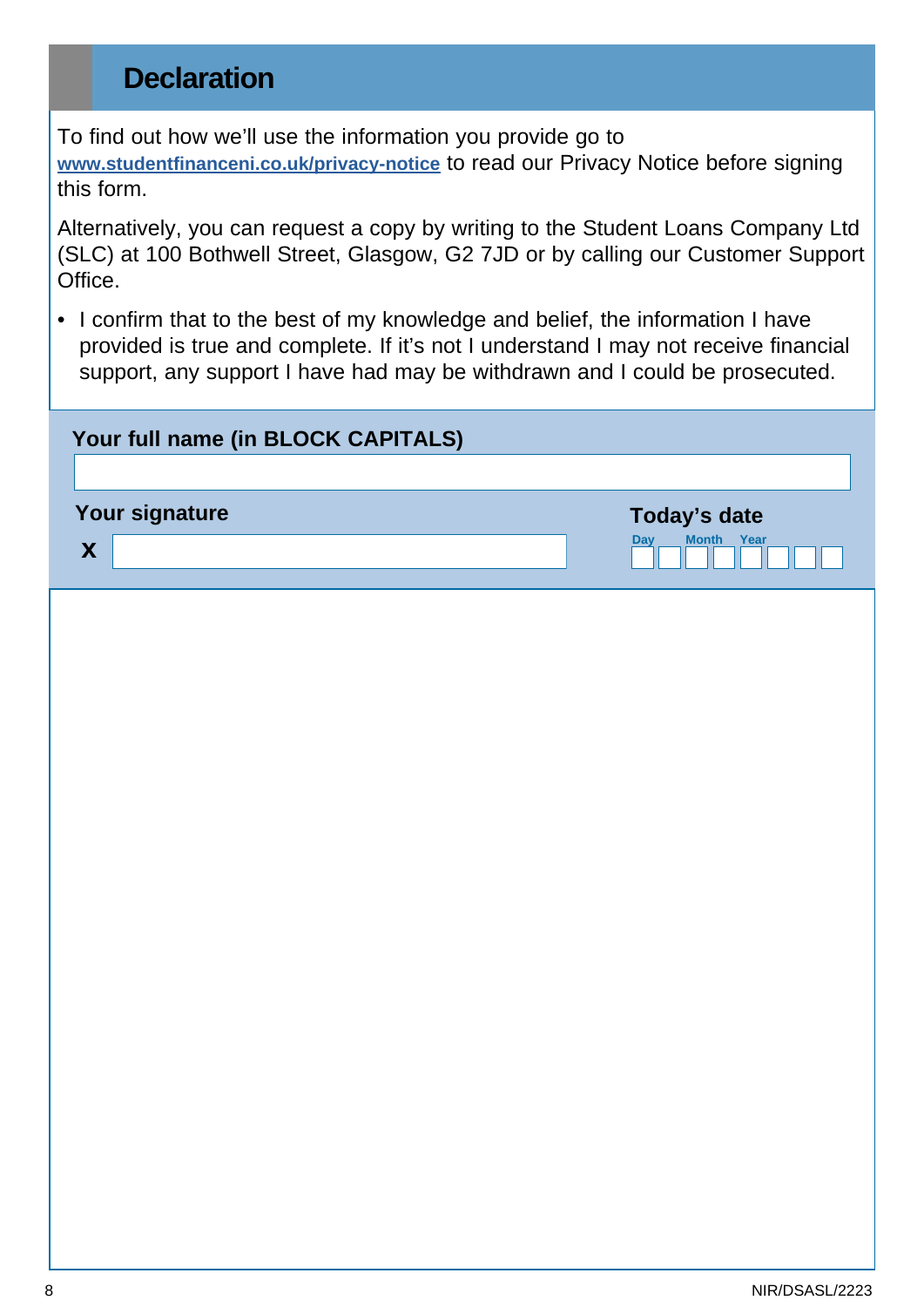## Declaration

To find out how we'll use the information you provide go to **www.studentfinanceni.co.uk/privacy-notice** to read our Privacy Notice before signing this form.

Alternatively, you can request a copy by writing to the Student Loans Company Ltd (SLC) at 100 Bothwell Street, Glasgow, G2 7JD or by calling our Customer Support Office.

- I confirm that to the best of my knowledge and belief, the information I have provided is true and complete. If it's not I understand I may not receive financial support, any support I have had may be withdrawn and I could be prosecuted.

**Your full name (in BLOCK CAPITALS)**

**Your signature**

**X**

**Today's date**

Day Month Year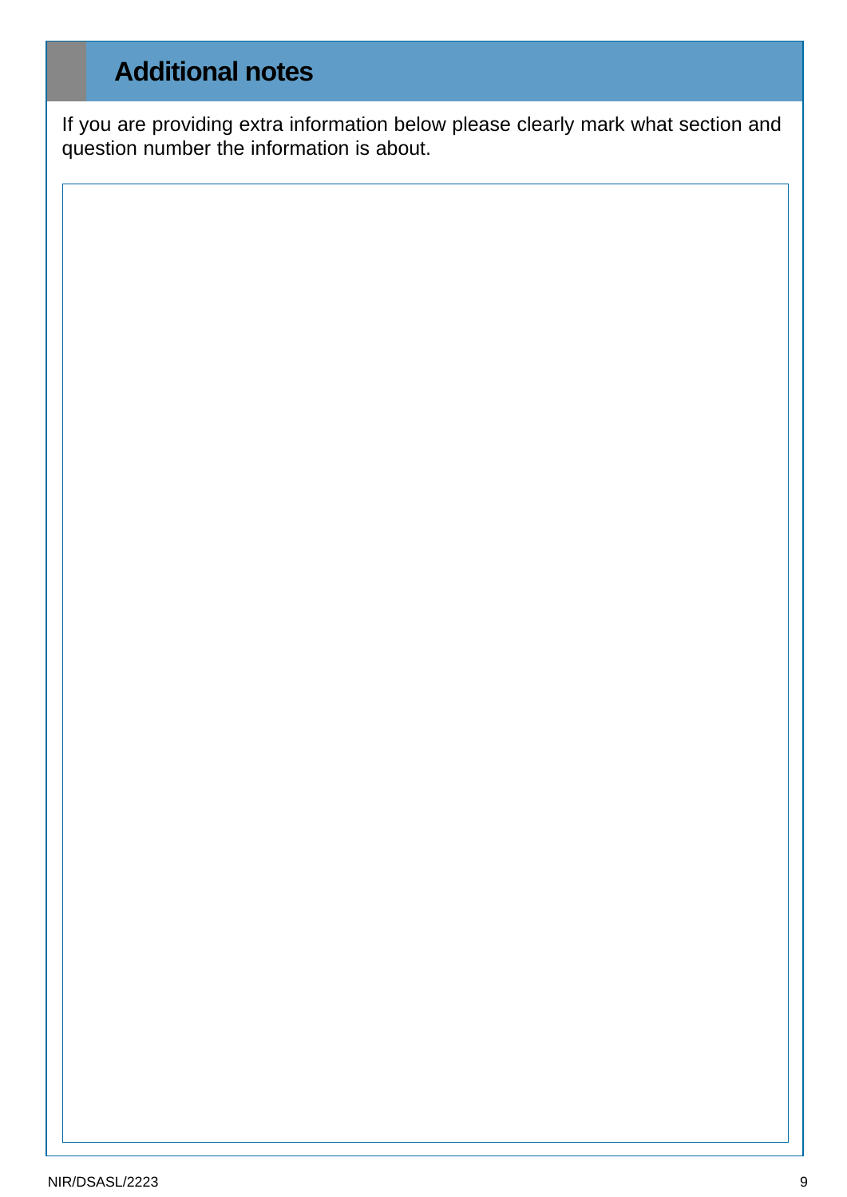## Additional notes

If you are providing extra information below please clearly mark what section and question number the information is about.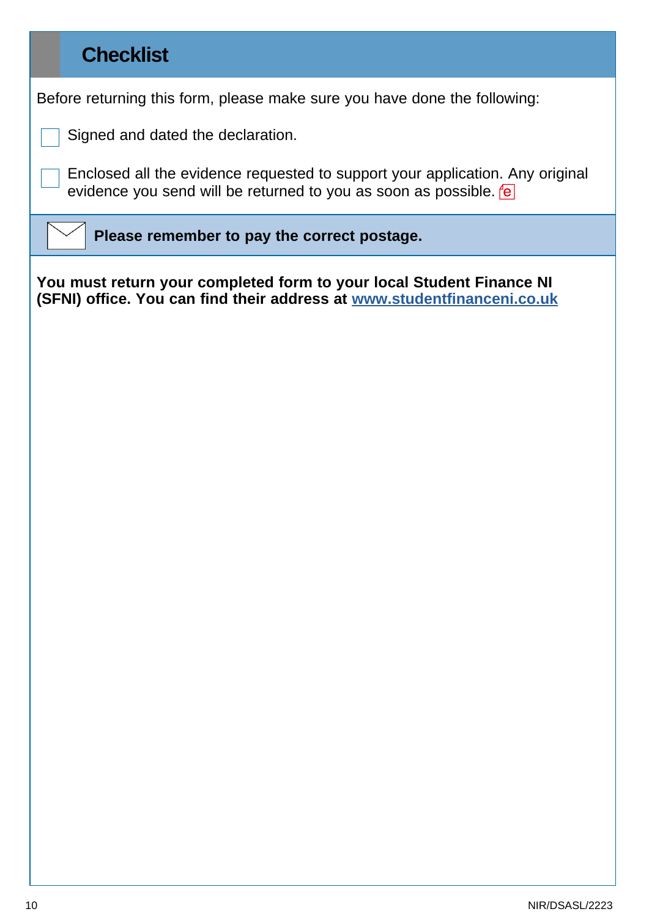## Checklist

Before returning this form, please make sure you have done the following:

- ☐ Signed and dated the declaration.
- ☐ Enclosed all the evidence requested to support your application. Any original evidence you send will be returned to you as soon as possible.

**Please remember to pay the correct postage.**

**You must return your completed form to your local Student Finance NI (SFNI) office. You can find their address at [www.studentfinanceni.co.uk](http://www.studentfinanceni.co.uk)**

NIR/DSASL/2223